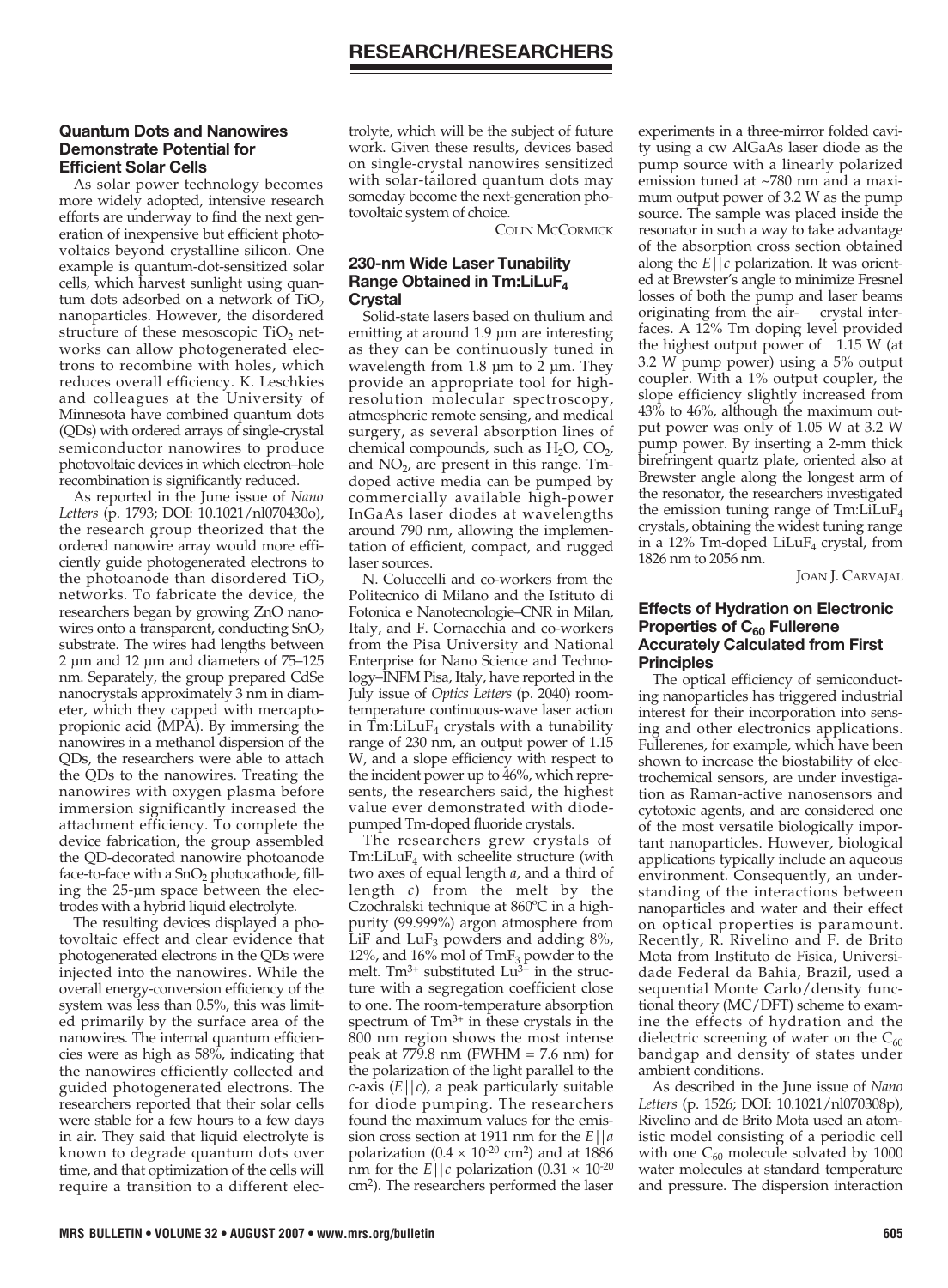# RESEARCH/RESEARCHERS

## Quantum Dots and Nanowires Demonstrate Potential for Efficient Solar Cells

As solar power technology becomes more widely adopted, intensive research efforts are underway to find the next generation of inexpensive but efficient photovoltaics beyond crystalline silicon. One example is quantum-dot-sensitized solar cells, which harvest sunlight using quantum dots adsorbed on a network of $TiO_2$ nanoparticles. However, the disordered structure of these mesoscopic $TiO_2$ networks can allow photogenerated electrons to recombine with holes, which reduces overall efficiency. K. Leschkies and colleagues at the University of Minnesota have combined quantum dots (QDs) with ordered arrays of single-crystal semiconductor nanowires to produce photovoltaic devices in which electron–hole recombination is significantly reduced.

As reported in the June issue of *Nano Letters* (p. 1793; DOI: 10.1021/nl070430o), the research group theorized that the ordered nanowire array would more efficiently guide photogenerated electrons to the photoanode than disordered $TiO_2$ networks. To fabricate the device, the researchers began by growing ZnO nanowires onto a transparent, conducting $SnO_2$ substrate. The wires had lengths between 2 µm and 12 µm and diameters of 75–125 nm. Separately, the group prepared CdSe nanocrystals approximately 3 nm in diameter, which they capped with mercaptopropionic acid (MPA). By immersing the nanowires in a methanol dispersion of the QDs, the researchers were able to attach the QDs to the nanowires. Treating the nanowires with oxygen plasma before immersion significantly increased the attachment efficiency. To complete the device fabrication, the group assembled the QD-decorated nanowire photoanode face-to-face with a $SnO_2$ photocathode, filling the 25-µm space between the electrodes with a hybrid liquid electrolyte.

The resulting devices displayed a photovoltaic effect and clear evidence that photogenerated electrons in the QDs were injected into the nanowires. While the overall energy-conversion efficiency of the system was less than 0.5%, this was limited primarily by the surface area of the nanowires. The internal quantum efficiencies were as high as 58%, indicating that the nanowires efficiently collected and guided photogenerated electrons. The researchers reported that their solar cells were stable for a few hours to a few days in air. They said that liquid electrolyte is known to degrade quantum dots over time, and that optimization of the cells will require a transition to a different electrolyte, which will be the subject of future work. Given these results, devices based on single-crystal nanowires sensitized with solar-tailored quantum dots may someday become the next-generation photovoltaic system of choice.

COLIN MCCORMICK

## 230-nm Wide Laser Tunability Range Obtained in Tm:LiLuF$_4$ Crystal

Solid-state lasers based on thulium and emitting at around 1.9 µm are interesting as they can be continuously tuned in wavelength from 1.8 µm to 2 µm. They provide an appropriate tool for high-resolution molecular spectroscopy, atmospheric remote sensing, and medical surgery, as several absorption lines of chemical compounds, such as $H_2O$, $CO_2$, and $NO_2$, are present in this range. Tm-doped active media can be pumped by commercially available high-power InGaAs laser diodes at wavelengths around 790 nm, allowing the implementation of efficient, compact, and rugged laser sources.

N. Coluccelli and co-workers from the Politecnico di Milano and the Istituto di Fotonica e Nanotecnologie–CNR in Milan, Italy, and F. Cornacchia and co-workers from the Pisa University and National Enterprise for Nano Science and Technology–INFM Pisa, Italy, have reported in the July issue of *Optics Letters* (p. 2040) room-temperature continuous-wave laser action in Tm:LiLuF$_4$ crystals with a tunability range of 230 nm, an output power of 1.15 W, and a slope efficiency with respect to the incident power up to 46%, which represents, the researchers said, the highest value ever demonstrated with diode-pumped Tm-doped fluoride crystals.

The researchers grew crystals of Tm:LiLuF$_4$ with scheelite structure (with two axes of equal length *a*, and a third of length *c*) from the melt by the Czochralski technique at 860ºC in a high-purity (99.999%) argon atmosphere from LiF and $LuF_3$ powders and adding 8%, 12%, and 16% mol of $TmF_3$ powder to the melt. $Tm^{3+}$ substituted $Lu^{3+}$ in the structure with a segregation coefficient close to one. The room-temperature absorption spectrum of $Tm^{3+}$ in these crystals in the 800 nm region shows the most intense peak at 779.8 nm (FWHM = 7.6 nm) for the polarization of the light parallel to the *c*-axis ($E||c$), a peak particularly suitable for diode pumping. The researchers found the maximum values for the emission cross section at 1911 nm for the $E||a$ polarization ($0.4 \times 10^{-20}$ cm$^2$) and at 1886 nm for the $E||c$ polarization ($0.31 \times 10^{-20}$ cm$^2$). The researchers performed the laser experiments in a three-mirror folded cavity using a cw AlGaAs laser diode as the pump source with a linearly polarized emission tuned at ~780 nm and a maximum output power of 3.2 W as the pump source. The sample was placed inside the resonator in such a way to take advantage of the absorption cross section obtained along the $E||c$ polarization. It was oriented at Brewster's angle to minimize Fresnel losses of both the pump and laser beams originating from the air– crystal interfaces. A 12% Tm doping level provided the highest output power of 1.15 W (at 3.2 W pump power) using a 5% output coupler. With a 1% output coupler, the slope efficiency slightly increased from 43% to 46%, although the maximum output power was only of 1.05 W at 3.2 W pump power. By inserting a 2-mm thick birefringent quartz plate, oriented also at Brewster angle along the longest arm of the resonator, the researchers investigated the emission tuning range of Tm:LiLuF$_4$ crystals, obtaining the widest tuning range in a 12% Tm-doped LiLuF$_4$ crystal, from 1826 nm to 2056 nm.

JOAN J. CARVAJAL

## Effects of Hydration on Electronic Properties of $C_{60}$ Fullerene Accurately Calculated from First Principles

The optical efficiency of semiconducting nanoparticles has triggered industrial interest for their incorporation into sensing and other electronics applications. Fullerenes, for example, which have been shown to increase the biostability of electrochemical sensors, are under investigation as Raman-active nanosensors and cytotoxic agents, and are considered one of the most versatile biologically important nanoparticles. However, biological applications typically include an aqueous environment. Consequently, an understanding of the interactions between nanoparticles and water and their effect on optical properties is paramount. Recently, R. Rivelino and F. de Brito Mota from Instituto de Fisica, Universidade Federal da Bahia, Brazil, used a sequential Monte Carlo/density functional theory (MC/DFT) scheme to examine the effects of hydration and the dielectric screening of water on the $C_{60}$ bandgap and density of states under ambient conditions.

As described in the June issue of *Nano Letters* (p. 1526; DOI: 10.1021/nl070308p), Rivelino and de Brito Mota used an atomistic model consisting of a periodic cell with one $C_{60}$ molecule solvated by 1000 water molecules at standard temperature and pressure. The dispersion interaction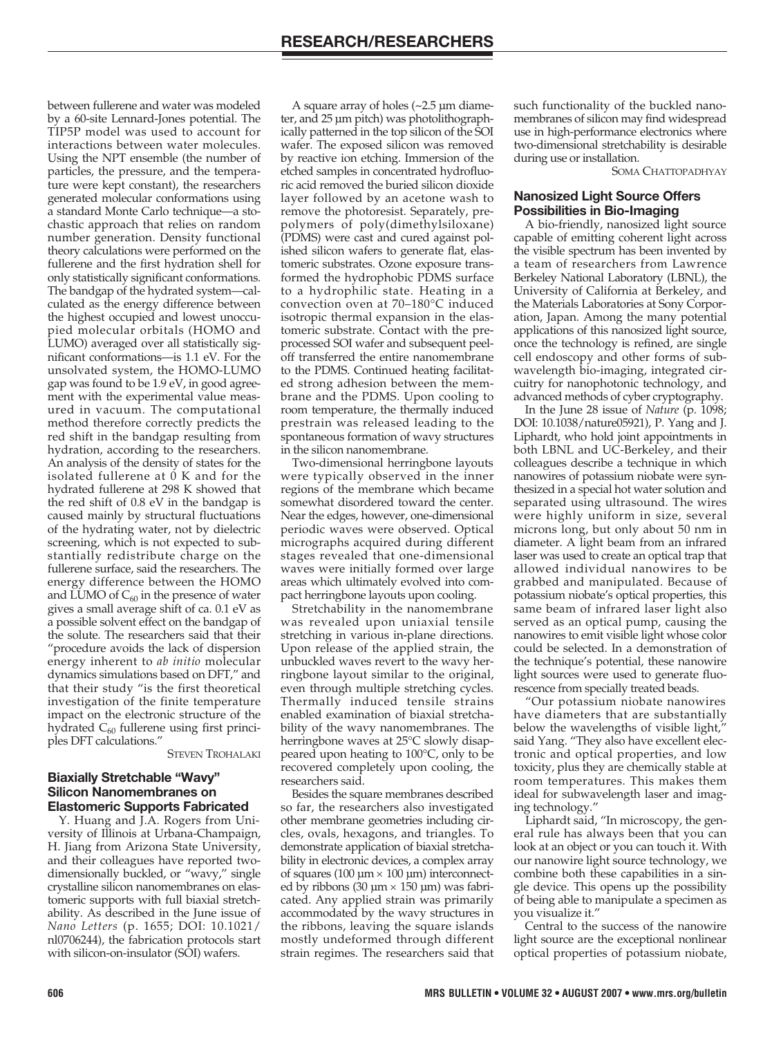between fullerene and water was modeled by a 60-site Lennard-Jones potential. The TIP5P model was used to account for interactions between water molecules. Using the NPT ensemble (the number of particles, the pressure, and the temperature were kept constant), the researchers generated molecular conformations using a standard Monte Carlo technique—a stochastic approach that relies on random number generation. Density functional theory calculations were performed on the fullerene and the first hydration shell for only statistically significant conformations. The bandgap of the hydrated system—calculated as the energy difference between the highest occupied and lowest unoccupied molecular orbitals (HOMO and LUMO) averaged over all statistically significant conformations—is 1.1 eV. For the unsolvated system, the HOMO-LUMO gap was found to be 1.9 eV, in good agreement with the experimental value measured in vacuum. The computational method therefore correctly predicts the red shift in the bandgap resulting from hydration, according to the researchers. An analysis of the density of states for the isolated fullerene at 0 K and for the hydrated fullerene at 298 K showed that the red shift of 0.8 eV in the bandgap is caused mainly by structural fluctuations of the hydrating water, not by dielectric screening, which is not expected to substantially redistribute charge on the fullerene surface, said the researchers. The energy difference between the HOMO and LUMO of $C_{60}$ in the presence of water gives a small average shift of ca. 0.1 eV as a possible solvent effect on the bandgap of the solute. The researchers said that their "procedure avoids the lack of dispersion energy inherent to *ab initio* molecular dynamics simulations based on DFT," and that their study "is the first theoretical investigation of the finite temperature impact on the electronic structure of the hydrated $C_{60}$ fullerene using first principles DFT calculations."

STEVEN TROHALAKI

### Biaxially Stretchable "Wavy" Silicon Nanomembranes on Elastomeric Supports Fabricated

Y. Huang and J.A. Rogers from University of Illinois at Urbana-Champaign, H. Jiang from Arizona State University, and their colleagues have reported two-dimensionally buckled, or "wavy," single crystalline silicon nanomembranes on elastomeric supports with full biaxial stretchability. As described in the June issue of *Nano Letters* (p. 1655; DOI: 10.1021/nl0706244), the fabrication protocols start with silicon-on-insulator (SOI) wafers.

A square array of holes (~2.5 µm diameter, and 25 µm pitch) was photolithographically patterned in the top silicon of the SOI wafer. The exposed silicon was removed by reactive ion etching. Immersion of the etched samples in concentrated hydrofluoric acid removed the buried silicon dioxide layer followed by an acetone wash to remove the photoresist. Separately, prepolymers of poly(dimethylsiloxane) (PDMS) were cast and cured against polished silicon wafers to generate flat, elastomeric substrates. Ozone exposure transformed the hydrophobic PDMS surface to a hydrophilic state. Heating in a convection oven at 70–180°C induced isotropic thermal expansion in the elastomeric substrate. Contact with the preprocessed SOI wafer and subsequent peel-off transferred the entire nanomembrane to the PDMS. Continued heating facilitated strong adhesion between the membrane and the PDMS. Upon cooling to room temperature, the thermally induced prestrain was released leading to the spontaneous formation of wavy structures in the silicon nanomembrane.

Two-dimensional herringbone layouts were typically observed in the inner regions of the membrane which became somewhat disordered toward the center. Near the edges, however, one-dimensional periodic waves were observed. Optical micrographs acquired during different stages revealed that one-dimensional waves were initially formed over large areas which ultimately evolved into compact herringbone layouts upon cooling.

Stretchability in the nanomembrane was revealed upon uniaxial tensile stretching in various in-plane directions. Upon release of the applied strain, the unbuckled waves revert to the wavy herringbone layout similar to the original, even through multiple stretching cycles. Thermally induced tensile strains enabled examination of biaxial stretchability of the wavy nanomembranes. The herringbone waves at 25°C slowly disappeared upon heating to 100°C, only to be recovered completely upon cooling, the researchers said.

Besides the square membranes described so far, the researchers also investigated other membrane geometries including circles, ovals, hexagons, and triangles. To demonstrate application of biaxial stretchability in electronic devices, a complex array of squares (100 µm × 100 µm) interconnected by ribbons (30 µm × 150 µm) was fabricated. Any applied strain was primarily accommodated by the wavy structures in the ribbons, leaving the square islands mostly undeformed through different strain regimes. The researchers said that such functionality of the buckled nanomembranes of silicon may find widespread use in high-performance electronics where two-dimensional stretchability is desirable during use or installation.

SOMA CHATTOPADHYAY

### Nanosized Light Source Offers Possibilities in Bio-Imaging

A bio-friendly, nanosized light source capable of emitting coherent light across the visible spectrum has been invented by a team of researchers from Lawrence Berkeley National Laboratory (LBNL), the University of California at Berkeley, and the Materials Laboratories at Sony Corporation, Japan. Among the many potential applications of this nanosized light source, once the technology is refined, are single cell endoscopy and other forms of subwavelength bio-imaging, integrated circuitry for nanophotonic technology, and advanced methods of cyber cryptography.

In the June 28 issue of *Nature* (p. 1098; DOI: 10.1038/nature05921), P. Yang and J. Liphardt, who hold joint appointments in both LBNL and UC-Berkeley, and their colleagues describe a technique in which nanowires of potassium niobate were synthesized in a special hot water solution and separated using ultrasound. The wires were highly uniform in size, several microns long, but only about 50 nm in diameter. A light beam from an infrared laser was used to create an optical trap that allowed individual nanowires to be grabbed and manipulated. Because of potassium niobate's optical properties, this same beam of infrared laser light also served as an optical pump, causing the nanowires to emit visible light whose color could be selected. In a demonstration of the technique's potential, these nanowire light sources were used to generate fluorescence from specially treated beads.

"Our potassium niobate nanowires have diameters that are substantially below the wavelengths of visible light," said Yang. "They also have excellent electronic and optical properties, and low toxicity, plus they are chemically stable at room temperatures. This makes them ideal for subwavelength laser and imaging technology."

Liphardt said, "In microscopy, the general rule has always been that you can look at an object or you can touch it. With our nanowire light source technology, we combine both these capabilities in a single device. This opens up the possibility of being able to manipulate a specimen as you visualize it."

Central to the success of the nanowire light source are the exceptional nonlinear optical properties of potassium niobate,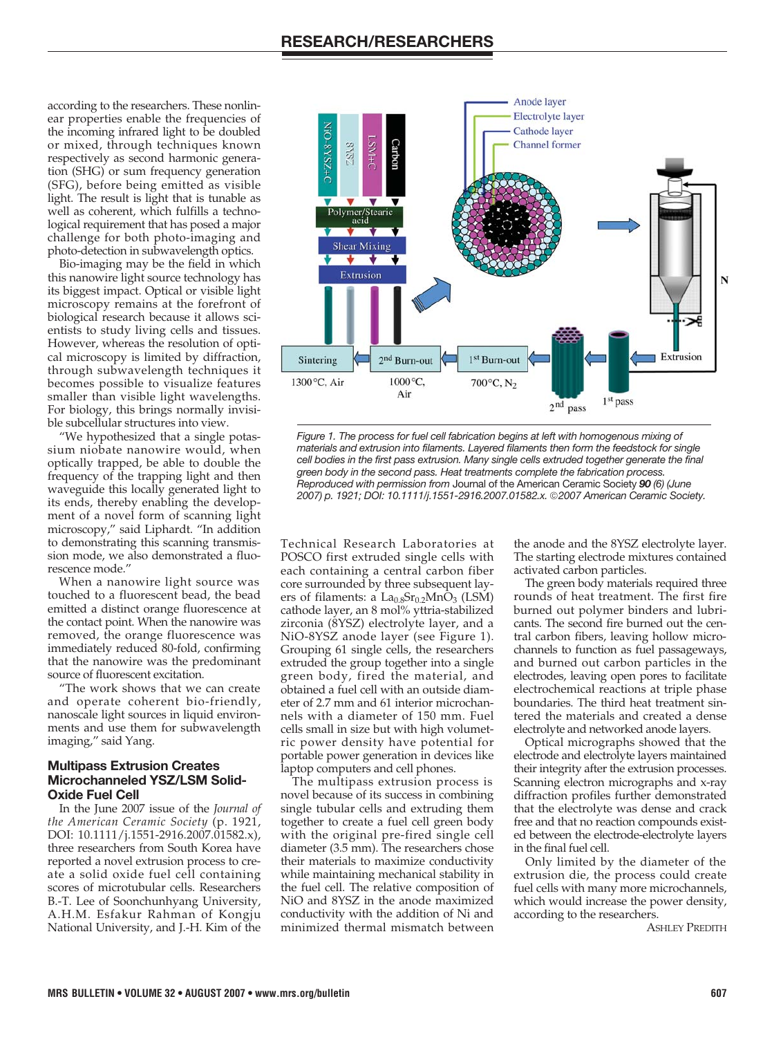according to the researchers. These nonlinear properties enable the frequencies of the incoming infrared light to be doubled or mixed, through techniques known respectively as second harmonic generation (SHG) or sum frequency generation (SFG), before being emitted as visible light. The result is light that is tunable as well as coherent, which fulfills a technological requirement that has posed a major challenge for both photo-imaging and photo-detection in subwavelength optics.

Bio-imaging may be the field in which this nanowire light source technology has its biggest impact. Optical or visible light microscopy remains at the forefront of biological research because it allows scientists to study living cells and tissues. However, whereas the resolution of optical microscopy is limited by diffraction, through subwavelength techniques it becomes possible to visualize features smaller than visible light wavelengths. For biology, this brings normally invisible subcellular structures into view.

"We hypothesized that a single potassium niobate nanowire would, when optically trapped, be able to double the frequency of the trapping light and then waveguide this locally generated light to its ends, thereby enabling the development of a novel form of scanning light microscopy," said Liphardt. "In addition to demonstrating this scanning transmission mode, we also demonstrated a fluorescence mode."

When a nanowire light source was touched to a fluorescent bead, the bead emitted a distinct orange fluorescence at the contact point. When the nanowire was removed, the orange fluorescence was immediately reduced 80-fold, confirming that the nanowire was the predominant source of fluorescent excitation.

"The work shows that we can create and operate coherent bio-friendly, nanoscale light sources in liquid environments and use them for subwavelength imaging," said Yang.

### Multipass Extrusion Creates Microchanneled YSZ/LSM Solid-Oxide Fuel Cell

In the June 2007 issue of the *Journal of the American Ceramic Society* (p. 1921, DOI: 10.1111/j.1551-2916.2007.01582.x), three researchers from South Korea have reported a novel extrusion process to create a solid oxide fuel cell containing scores of microtubular cells. Researchers B.-T. Lee of Soonchunhyang University, A.H.M. Esfakur Rahman of Kongju National University, and J.-H. Kim of the Technical Research Laboratories at POSCO first extruded single cells with each containing a central carbon fiber core surrounded by three subsequent layers of filaments: a $La_{0.8}Sr_{0.2}MnO_3$ (LSM) cathode layer, an 8 mol% yttria-stabilized zirconia (8YSZ) electrolyte layer, and a NiO-8YSZ anode layer (see Figure 1). Grouping 61 single cells, the researchers extruded the group together into a single green body, fired the material, and obtained a fuel cell with an outside diameter of 2.7 mm and 61 interior microchannels with a diameter of 150 mm. Fuel cells small in size but with high volumetric power density have potential for portable power generation in devices like laptop computers and cell phones.

The multipass extrusion process is novel because of its success in combining single tubular cells and extruding them together to create a fuel cell green body with the original pre-fired single cell diameter (3.5 mm). The researchers chose their materials to maximize conductivity while maintaining mechanical stability in the fuel cell. The relative composition of NiO and 8YSZ in the anode maximized conductivity with the addition of Ni and minimized thermal mismatch between the anode and the 8YSZ electrolyte layer. The starting electrode mixtures contained activated carbon particles.

The green body materials required three rounds of heat treatment. The first fire burned out polymer binders and lubricants. The second fire burned out the central carbon fibers, leaving hollow microchannels to function as fuel passageways, and burned out carbon particles in the electrodes, leaving open pores to facilitate electrochemical reactions at triple phase boundaries. The third heat treatment sintered the materials and created a dense electrolyte and networked anode layers.

Optical micrographs showed that the electrode and electrolyte layers maintained their integrity after the extrusion processes. Scanning electron micrographs and x-ray diffraction profiles further demonstrated that the electrolyte was dense and crack free and that no reaction compounds existed between the electrode-electrolyte layers in the final fuel cell.

Only limited by the diameter of the extrusion die, the process could create fuel cells with many more microchannels, which would increase the power density, according to the researchers.

Ashley Predith

NiO-8YSZ+C
8YSZ
LSM+C
Carbon
Polymer/Stearic acid
Shear Mixing
Extrusion
Anode layer
Electrolyte layer
Cathode layer
Channel former
N
Sintering
1300°C, Air
2nd Burn-out
1000°C, Air
1st Burn-out
700°C, $N_2$
2nd pass
1st pass
Extrusion

*Figure 1. The process for fuel cell fabrication begins at left with homogenous mixing of materials and extrusion into filaments. Layered filaments then form the feedstock for single cell bodies in the first pass extrusion. Many single cells extruded together generate the final green body in the second pass. Heat treatments complete the fabrication process. Reproduced with permission from* Journal of the American Ceramic Society ***90*** *(6) (June 2007) p. 1921; DOI: 10.1111/j.1551-2916.2007.01582.x. ©2007 American Ceramic Society.*